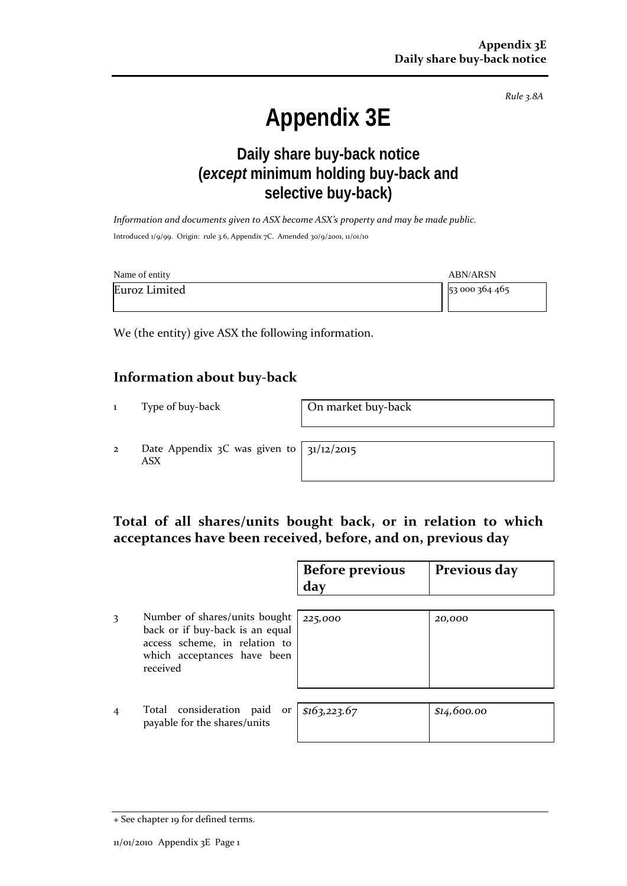*Rule 3.8A*

# Appendix 3E

## Daily share buy-back notice (*except* minimum holding buy-back and selective buy-back)

*Information and documents given to ASX become ASX's property and may be made public.*

Introduced 1/9/99. Origin: rule 3.6, Appendix 7C. Amended 30/9/2001, 11/01/10

| Name of entity | ABN/ARSN |
|---|---|
| Euroz Limited | 53 000 364 465 |

We (the entity) give ASX the following information.

## Information about buy-back

| | | |
|---|---|---|
| 1 | Type of buy-back | On market buy-back |
| 2 | Date Appendix 3C was given to ASX | 31/12/2015 |

## Total of all shares/units bought back, or in relation to which acceptances have been received, before, and on, previous day

| | | Before previous day | Previous day |
|---|---|---|---|
| 3 | Number of shares/units bought back or if buy-back is an equal access scheme, in relation to which acceptances have been received | *225,000* | *20,000* |
| 4 | Total consideration paid or payable for the shares/units | *$163,223.67* | *$14,600.00* |

+ See chapter 19 for defined terms.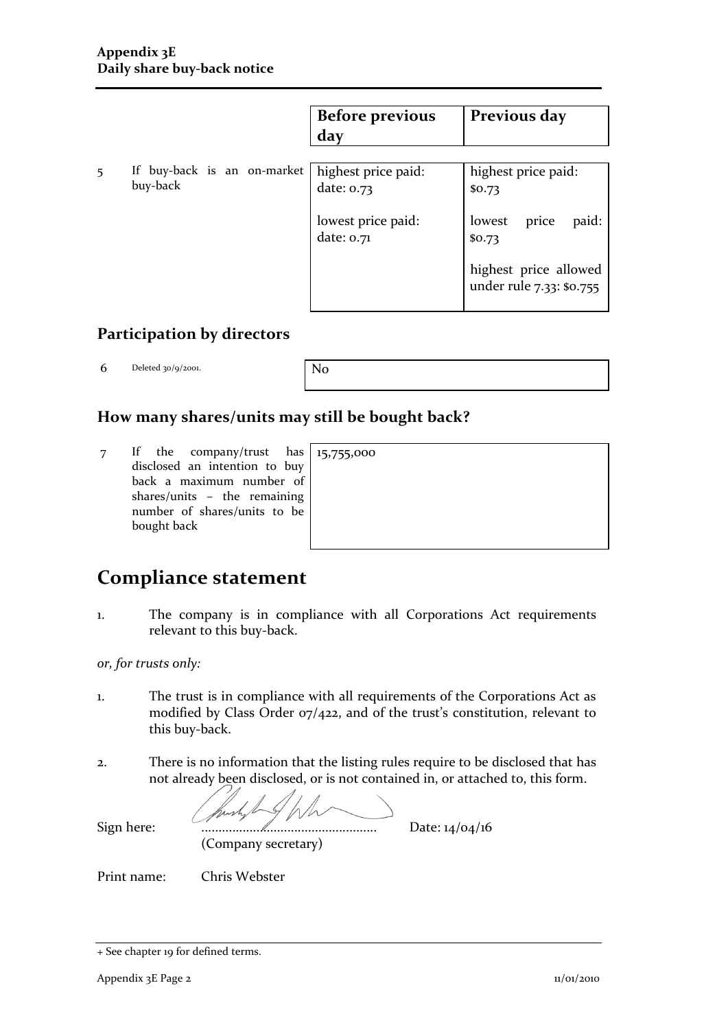| | | Before previous day | Previous day |
|---|---|---|---|
| 5 | If buy-back is an on-market buy-back | highest price paid: date: 0.73<br><br>lowest price paid: date: 0.71 | highest price paid: $0.73<br><br>lowest price paid: $0.73<br><br>highest price allowed under rule 7.33: $0.755 |

## Participation by directors

| | | |
|---|---|---|
| 6 | Deleted 30/9/2001. | No |

## How many shares/units may still be bought back?

| | | |
|---|---|---|
| 7 | If the company/trust has disclosed an intention to buy back a maximum number of shares/units – the remaining number of shares/units to be bought back | 15,755,000 |

# Compliance statement

1. The company is in compliance with all Corporations Act requirements relevant to this buy-back.

*or, for trusts only:*

1. The trust is in compliance with all requirements of the Corporations Act as modified by Class Order 07/422, and of the trust's constitution, relevant to this buy-back.

2. There is no information that the listing rules require to be disclosed that has not already been disclosed, or is not contained in, or attached to, this form.

Sign here: .................................................. Date: 14/04/16
(Company secretary)

Print name: Chris Webster

+ See chapter 19 for defined terms.